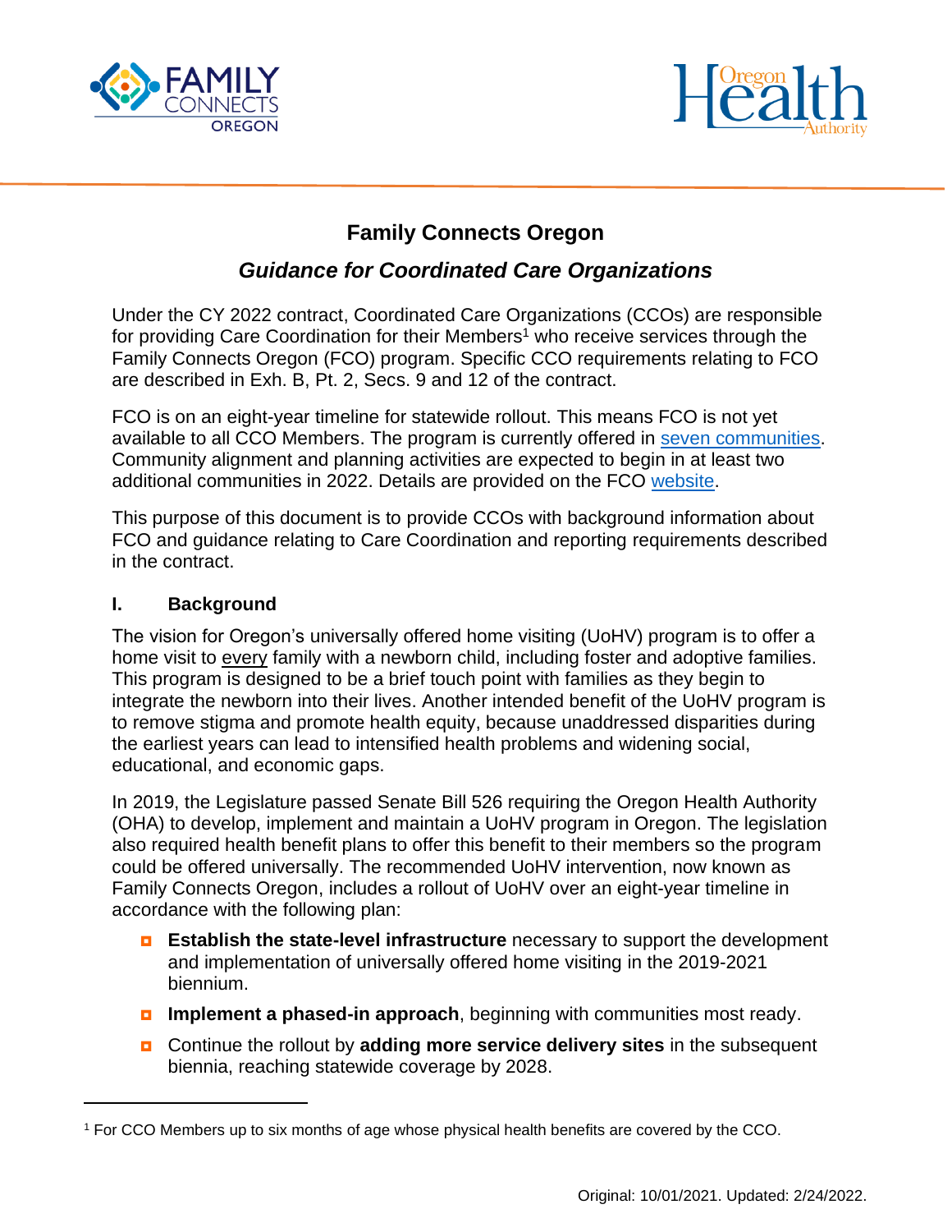# Family Connects Oregon

## *Guidance for Coordinated Care Organizations*

Under the CY 2022 contract, Coordinated Care Organizations (CCOs) are responsible for providing Care Coordination for their Members[1] who receive services through the Family Connects Oregon (FCO) program. Specific CCO requirements relating to FCO are described in Exh. B, Pt. 2, Secs. 9 and 12 of the contract.

FCO is on an eight-year timeline for statewide rollout. This means FCO is not yet available to all CCO Members. The program is currently offered in seven communities. Community alignment and planning activities are expected to begin in at least two additional communities in 2022. Details are provided on the FCO website.

This purpose of this document is to provide CCOs with background information about FCO and guidance relating to Care Coordination and reporting requirements described in the contract.

### I. Background

The vision for Oregon's universally offered home visiting (UoHV) program is to offer a home visit to <u>every</u> family with a newborn child, including foster and adoptive families. This program is designed to be a brief touch point with families as they begin to integrate the newborn into their lives. Another intended benefit of the UoHV program is to remove stigma and promote health equity, because unaddressed disparities during the earliest years can lead to intensified health problems and widening social, educational, and economic gaps.

In 2019, the Legislature passed Senate Bill 526 requiring the Oregon Health Authority (OHA) to develop, implement and maintain a UoHV program in Oregon. The legislation also required health benefit plans to offer this benefit to their members so the program could be offered universally. The recommended UoHV intervention, now known as Family Connects Oregon, includes a rollout of UoHV over an eight-year timeline in accordance with the following plan:

- **Establish the state-level infrastructure** necessary to support the development and implementation of universally offered home visiting in the 2019-2021 biennium.
- **Implement a phased-in approach**, beginning with communities most ready.
- Continue the rollout by **adding more service delivery sites** in the subsequent biennia, reaching statewide coverage by 2028.

---

[1] For CCO Members up to six months of age whose physical health benefits are covered by the CCO.

Original: 10/01/2021. Updated: 2/24/2022.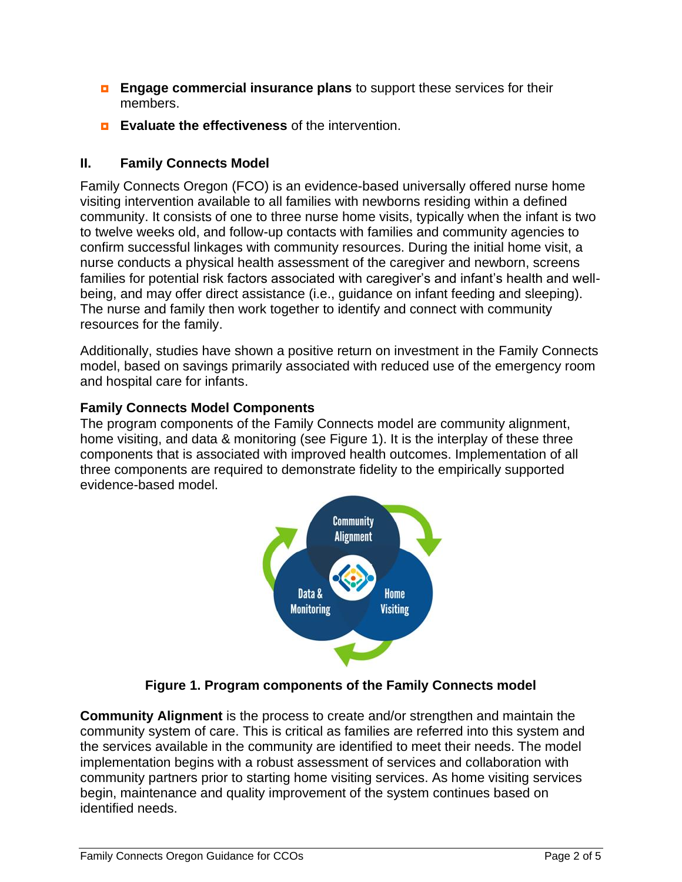- **Engage commercial insurance plans** to support these services for their members.
- **Evaluate the effectiveness** of the intervention.

## II. Family Connects Model

Family Connects Oregon (FCO) is an evidence-based universally offered nurse home visiting intervention available to all families with newborns residing within a defined community. It consists of one to three nurse home visits, typically when the infant is two to twelve weeks old, and follow-up contacts with families and community agencies to confirm successful linkages with community resources. During the initial home visit, a nurse conducts a physical health assessment of the caregiver and newborn, screens families for potential risk factors associated with caregiver's and infant's health and well-being, and may offer direct assistance (i.e., guidance on infant feeding and sleeping). The nurse and family then work together to identify and connect with community resources for the family.

Additionally, studies have shown a positive return on investment in the Family Connects model, based on savings primarily associated with reduced use of the emergency room and hospital care for infants.

### Family Connects Model Components

The program components of the Family Connects model are community alignment, home visiting, and data & monitoring (see Figure 1). It is the interplay of these three components that is associated with improved health outcomes. Implementation of all three components are required to demonstrate fidelity to the empirically supported evidence-based model.

**Figure 1. Program components of the Family Connects model**

**Community Alignment** is the process to create and/or strengthen and maintain the community system of care. This is critical as families are referred into this system and the services available in the community are identified to meet their needs. The model implementation begins with a robust assessment of services and collaboration with community partners prior to starting home visiting services. As home visiting services begin, maintenance and quality improvement of the system continues based on identified needs.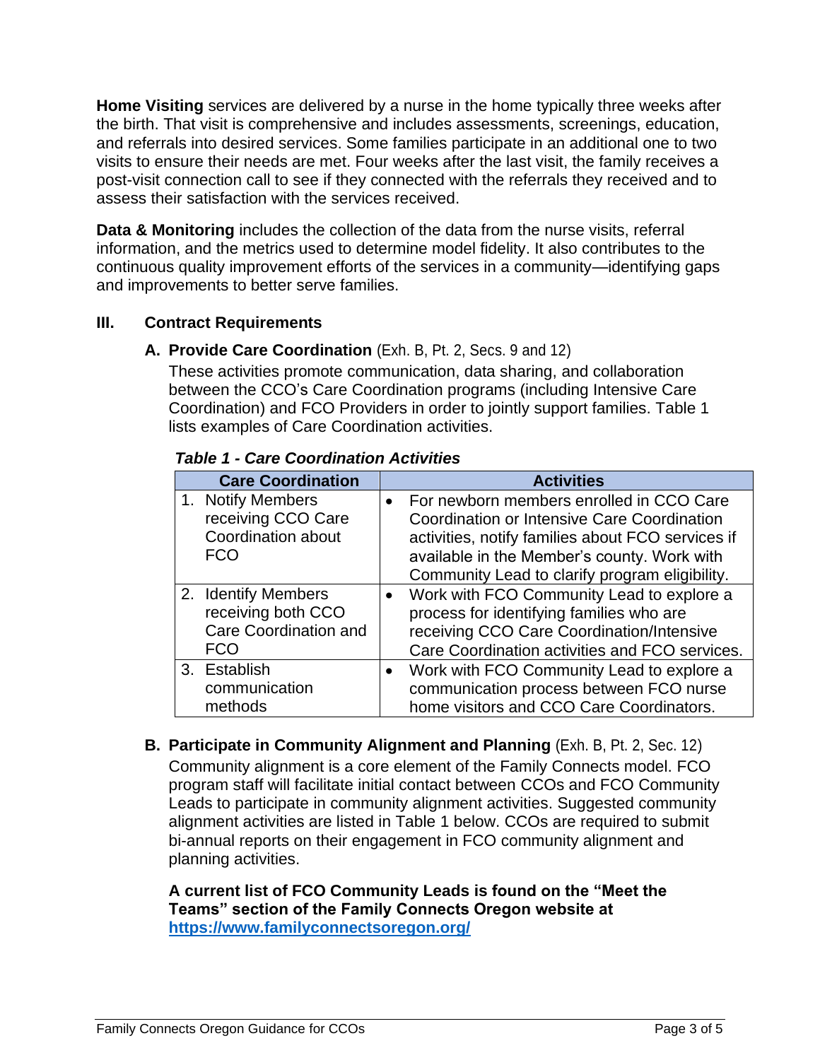**Home Visiting** services are delivered by a nurse in the home typically three weeks after the birth. That visit is comprehensive and includes assessments, screenings, education, and referrals into desired services. Some families participate in an additional one to two visits to ensure their needs are met. Four weeks after the last visit, the family receives a post-visit connection call to see if they connected with the referrals they received and to assess their satisfaction with the services received.

**Data & Monitoring** includes the collection of the data from the nurse visits, referral information, and the metrics used to determine model fidelity. It also contributes to the continuous quality improvement efforts of the services in a community—identifying gaps and improvements to better serve families.

## III. Contract Requirements

### A. Provide Care Coordination (Exh. B, Pt. 2, Secs. 9 and 12)

These activities promote communication, data sharing, and collaboration between the CCO's Care Coordination programs (including Intensive Care Coordination) and FCO Providers in order to jointly support families. Table 1 lists examples of Care Coordination activities.

***Table 1 - Care Coordination Activities***

| Care Coordination | Activities |
|---|---|
| 1. Notify Members receiving CCO Care Coordination about FCO | • For newborn members enrolled in CCO Care Coordination or Intensive Care Coordination activities, notify families about FCO services if available in the Member's county. Work with Community Lead to clarify program eligibility. |
| 2. Identify Members receiving both CCO Care Coordination and FCO | • Work with FCO Community Lead to explore a process for identifying families who are receiving CCO Care Coordination/Intensive Care Coordination activities and FCO services. |
| 3. Establish communication methods | • Work with FCO Community Lead to explore a communication process between FCO nurse home visitors and CCO Care Coordinators. |

### B. Participate in Community Alignment and Planning (Exh. B, Pt. 2, Sec. 12)

Community alignment is a core element of the Family Connects model. FCO program staff will facilitate initial contact between CCOs and FCO Community Leads to participate in community alignment activities. Suggested community alignment activities are listed in Table 1 below. CCOs are required to submit bi-annual reports on their engagement in FCO community alignment and planning activities.

**A current list of FCO Community Leads is found on the "Meet the Teams" section of the Family Connects Oregon website at [https://www.familyconnectsoregon.org/](https://www.familyconnectsoregon.org/)**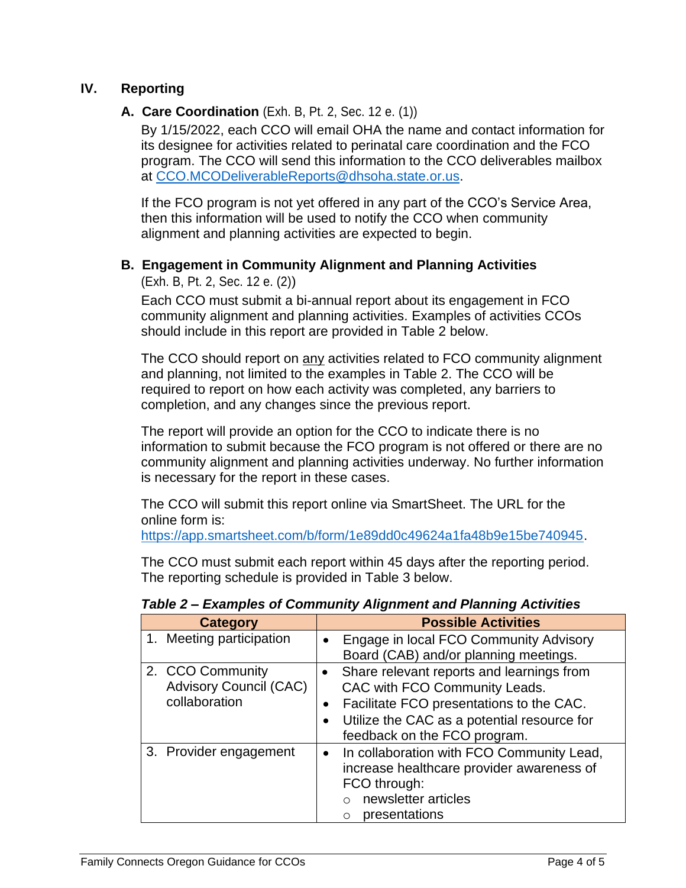## IV. Reporting

### A. Care Coordination (Exh. B, Pt. 2, Sec. 12 e. (1))

By 1/15/2022, each CCO will email OHA the name and contact information for its designee for activities related to perinatal care coordination and the FCO program. The CCO will send this information to the CCO deliverables mailbox at CCO.MCODeliverableReports@dhsoha.state.or.us.

If the FCO program is not yet offered in any part of the CCO's Service Area, then this information will be used to notify the CCO when community alignment and planning activities are expected to begin.

### B. Engagement in Community Alignment and Planning Activities (Exh. B, Pt. 2, Sec. 12 e. (2))

Each CCO must submit a bi-annual report about its engagement in FCO community alignment and planning activities. Examples of activities CCOs should include in this report are provided in Table 2 below.

The CCO should report on any activities related to FCO community alignment and planning, not limited to the examples in Table 2. The CCO will be required to report on how each activity was completed, any barriers to completion, and any changes since the previous report.

The report will provide an option for the CCO to indicate there is no information to submit because the FCO program is not offered or there are no community alignment and planning activities underway. No further information is necessary for the report in these cases.

The CCO will submit this report online via SmartSheet. The URL for the online form is: https://app.smartsheet.com/b/form/1e89dd0c49624a1fa48b9e15be740945.

The CCO must submit each report within 45 days after the reporting period. The reporting schedule is provided in Table 3 below.

***Table 2 – Examples of Community Alignment and Planning Activities***

| Category | Possible Activities |
|---|---|
| 1. Meeting participation | • Engage in local FCO Community Advisory Board (CAB) and/or planning meetings. |
| 2. CCO Community Advisory Council (CAC) collaboration | • Share relevant reports and learnings from CAC with FCO Community Leads.<br>• Facilitate FCO presentations to the CAC.<br>• Utilize the CAC as a potential resource for feedback on the FCO program. |
| 3. Provider engagement | • In collaboration with FCO Community Lead, increase healthcare provider awareness of FCO through:<br>○ newsletter articles<br>○ presentations |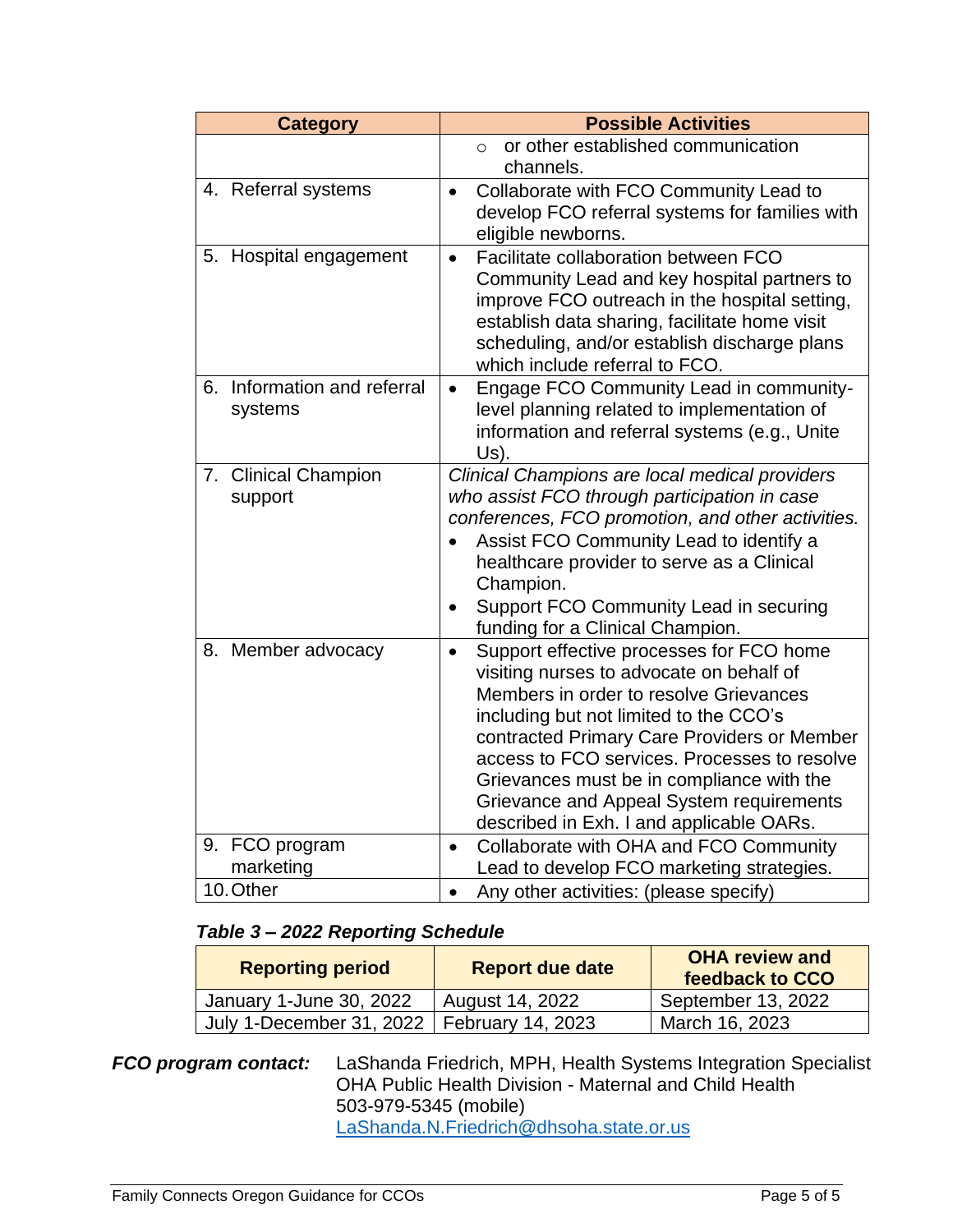| Category | Possible Activities |
| --- | --- |
| | ◦ or other established communication channels. |
| 4. Referral systems | • Collaborate with FCO Community Lead to develop FCO referral systems for families with eligible newborns. |
| 5. Hospital engagement | • Facilitate collaboration between FCO Community Lead and key hospital partners to improve FCO outreach in the hospital setting, establish data sharing, facilitate home visit scheduling, and/or establish discharge plans which include referral to FCO. |
| 6. Information and referral systems | • Engage FCO Community Lead in community-level planning related to implementation of information and referral systems (e.g., Unite Us). |
| 7. Clinical Champion support | *Clinical Champions are local medical providers who assist FCO through participation in case conferences, FCO promotion, and other activities.*<br>• Assist FCO Community Lead to identify a healthcare provider to serve as a Clinical Champion.<br>• Support FCO Community Lead in securing funding for a Clinical Champion. |
| 8. Member advocacy | • Support effective processes for FCO home visiting nurses to advocate on behalf of Members in order to resolve Grievances including but not limited to the CCO's contracted Primary Care Providers or Member access to FCO services. Processes to resolve Grievances must be in compliance with the Grievance and Appeal System requirements described in Exh. I and applicable OARs. |
| 9. FCO program marketing | • Collaborate with OHA and FCO Community Lead to develop FCO marketing strategies. |
| 10. Other | • Any other activities: (please specify) |

***Table 3 – 2022 Reporting Schedule***

| Reporting period | Report due date | OHA review and feedback to CCO |
| --- | --- | --- |
| January 1-June 30, 2022 | August 14, 2022 | September 13, 2022 |
| July 1-December 31, 2022 | February 14, 2023 | March 16, 2023 |

***FCO program contact:*** LaShanda Friedrich, MPH, Health Systems Integration Specialist
OHA Public Health Division - Maternal and Child Health
503-979-5345 (mobile)
LaShanda.N.Friedrich@dhsoha.state.or.us